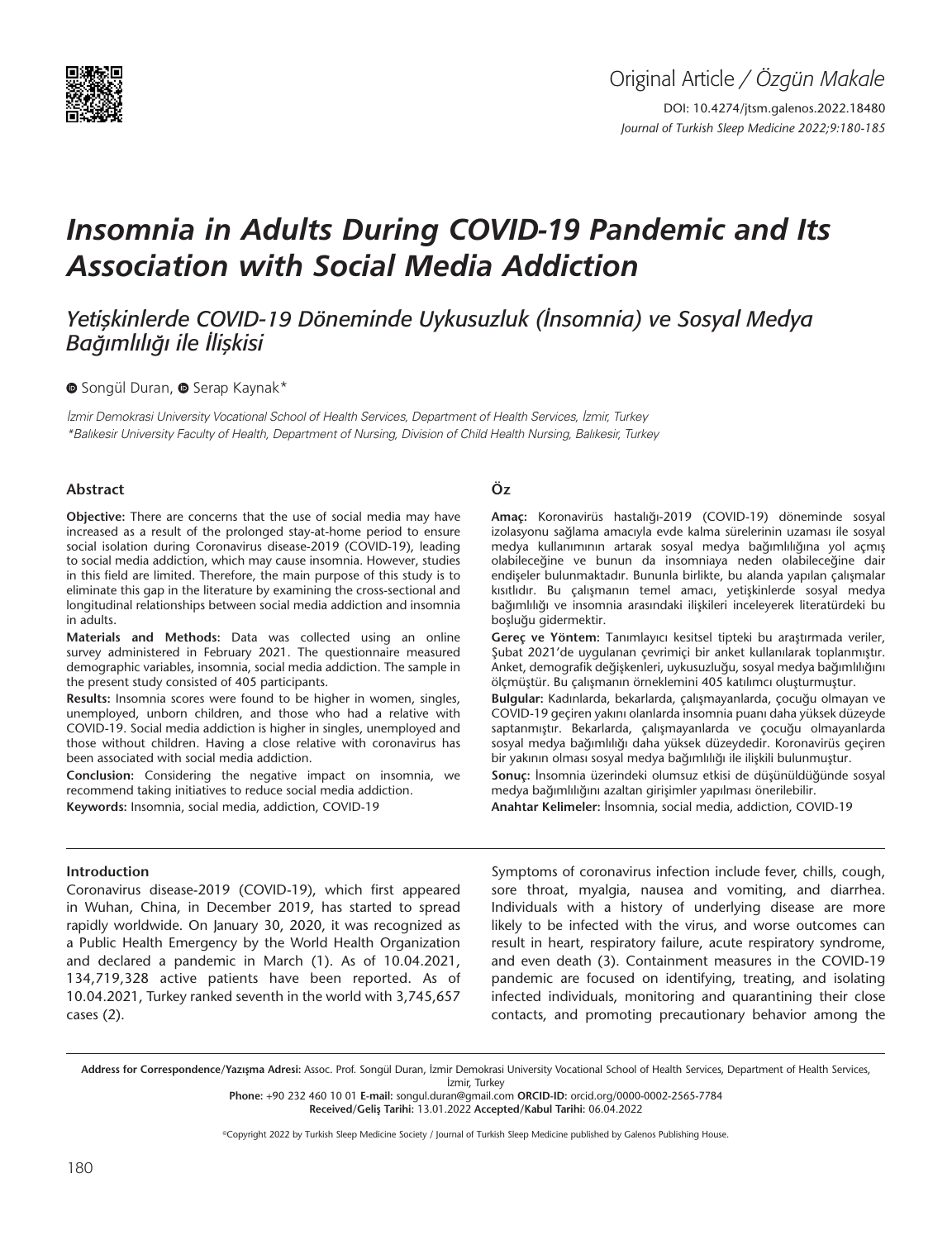Original Article / *Özgün Makale*

DOI: 10.4274/jtsm.galenos.2022.18480

*Journal of Turkish Sleep Medicine 2022;9:180-185*

# Insomnia in Adults During COVID-19 Pandemic and Its Association with Social Media Addiction

## *Yetişkinlerde COVID-19 Döneminde Uykusuzluk (İnsomnia) ve Sosyal Medya Bağımlılığı ile İlişkisi*

Songül Duran, Serap Kaynak*

*İzmir Demokrasi University Vocational School of Health Services, Department of Health Services, İzmir, Turkey*
*\*Balıkesir University Faculty of Health, Department of Nursing, Division of Child Health Nursing, Balıkesir, Turkey*

### Abstract

**Objective:** There are concerns that the use of social media may have increased as a result of the prolonged stay-at-home period to ensure social isolation during Coronavirus disease-2019 (COVID-19), leading to social media addiction, which may cause insomnia. However, studies in this field are limited. Therefore, the main purpose of this study is to eliminate this gap in the literature by examining the cross-sectional and longitudinal relationships between social media addiction and insomnia in adults.

**Materials and Methods:** Data was collected using an online survey administered in February 2021. The questionnaire measured demographic variables, insomnia, social media addiction. The sample in the present study consisted of 405 participants.

**Results:** Insomnia scores were found to be higher in women, singles, unemployed, unborn children, and those who had a relative with COVID-19. Social media addiction is higher in singles, unemployed and those without children. Having a close relative with coronavirus has been associated with social media addiction.

**Conclusion:** Considering the negative impact on insomnia, we recommend taking initiatives to reduce social media addiction.

**Keywords:** Insomnia, social media, addiction, COVID-19

### Öz

**Amaç:** Koronavirüs hastalığı-2019 (COVID-19) döneminde sosyal izolasyonu sağlama amacıyla evde kalma sürelerinin uzaması ile sosyal medya kullanımının artarak sosyal medya bağımlılığına yol açmış olabileceğine ve bunun da insomniaya neden olabileceğine dair endişeler bulunmaktadır. Bununla birlikte, bu alanda yapılan çalışmalar kısıtlıdır. Bu çalışmanın temel amacı, yetişkinlerde sosyal medya bağımlılığı ve insomnia arasındaki ilişkileri inceleyerek literatürdeki bu boşluğu gidermektir.

**Gereç ve Yöntem:** Tanımlayıcı kesitsel tipteki bu araştırmada veriler, Şubat 2021'de uygulanan çevrimiçi bir anket kullanılarak toplanmıştır. Anket, demografik değişkenleri, uykusuzluğu, sosyal medya bağımlılığını ölçmüştür. Bu çalışmanın örneklemini 405 katılımcı oluşturmuştur.

**Bulgular:** Kadınlarda, bekarlarda, çalışmayanlarda, çocuğu olmayan ve COVID-19 geçiren yakını olanlarda insomnia puanı daha yüksek düzeyde saptanmıştır. Bekarlarda, çalışmayanlarda ve çocuğu olmayanlarda sosyal medya bağımlılığı daha yüksek düzeydedir. Koronavirüs geçiren bir yakının olması sosyal medya bağımlılığı ile ilişkili bulunmuştur.

**Sonuç:** İnsomnia üzerindeki olumsuz etkisi de düşünüldüğünde sosyal medya bağımlılığını azaltan girişimler yapılması önerilebilir.

**Anahtar Kelimeler:** İnsomnia, social media, addiction, COVID-19

### Introduction

Coronavirus disease-2019 (COVID-19), which first appeared in Wuhan, China, in December 2019, has started to spread rapidly worldwide. On January 30, 2020, it was recognized as a Public Health Emergency by the World Health Organization and declared a pandemic in March (1). As of 10.04.2021, 134,719,328 active patients have been reported. As of 10.04.2021, Turkey ranked seventh in the world with 3,745,657 cases (2).

Symptoms of coronavirus infection include fever, chills, cough, sore throat, myalgia, nausea and vomiting, and diarrhea. Individuals with a history of underlying disease are more likely to be infected with the virus, and worse outcomes can result in heart, respiratory failure, acute respiratory syndrome, and even death (3). Containment measures in the COVID-19 pandemic are focused on identifying, treating, and isolating infected individuals, monitoring and quarantining their close contacts, and promoting precautionary behavior among the

**Address for Correspondence/Yazışma Adresi:** Assoc. Prof. Songül Duran, İzmir Demokrasi University Vocational School of Health Services, Department of Health Services, İzmir, Turkey
**Phone:** +90 232 460 10 01 **E-mail:** songul.duran@gmail.com **ORCID-ID:** orcid.org/0000-0002-2565-7784
**Received/Geliş Tarihi:** 13.01.2022 **Accepted/Kabul Tarihi:** 06.04.2022

©Copyright 2022 by Turkish Sleep Medicine Society / Journal of Turkish Sleep Medicine published by Galenos Publishing House.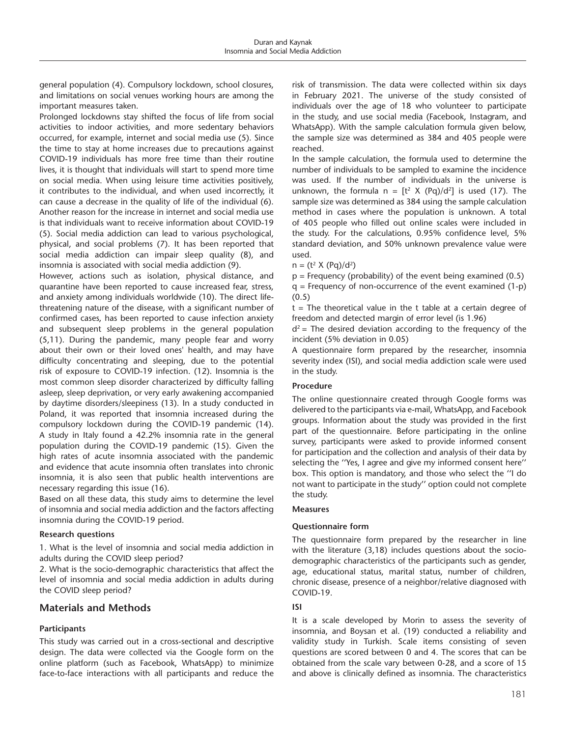general population (4). Compulsory lockdown, school closures, and limitations on social venues working hours are among the important measures taken.

Prolonged lockdowns stay shifted the focus of life from social activities to indoor activities, and more sedentary behaviors occurred, for example, internet and social media use (5). Since the time to stay at home increases due to precautions against COVID-19 individuals has more free time than their routine lives, it is thought that individuals will start to spend more time on social media. When using leisure time activities positively, it contributes to the individual, and when used incorrectly, it can cause a decrease in the quality of life of the individual (6). Another reason for the increase in internet and social media use is that individuals want to receive information about COVID-19 (5). Social media addiction can lead to various psychological, physical, and social problems (7). It has been reported that social media addiction can impair sleep quality (8), and insomnia is associated with social media addiction (9).

However, actions such as isolation, physical distance, and quarantine have been reported to cause increased fear, stress, and anxiety among individuals worldwide (10). The direct life-threatening nature of the disease, with a significant number of confirmed cases, has been reported to cause infection anxiety and subsequent sleep problems in the general population (5,11). During the pandemic, many people fear and worry about their own or their loved ones' health, and may have difficulty concentrating and sleeping, due to the potential risk of exposure to COVID-19 infection. (12). Insomnia is the most common sleep disorder characterized by difficulty falling asleep, sleep deprivation, or very early awakening accompanied by daytime disorders/sleepiness (13). In a study conducted in Poland, it was reported that insomnia increased during the compulsory lockdown during the COVID-19 pandemic (14). A study in Italy found a 42.2% insomnia rate in the general population during the COVID-19 pandemic (15). Given the high rates of acute insomnia associated with the pandemic and evidence that acute insomnia often translates into chronic insomnia, it is also seen that public health interventions are necessary regarding this issue (16).

Based on all these data, this study aims to determine the level of insomnia and social media addiction and the factors affecting insomnia during the COVID-19 period.

**Research questions**

1. What is the level of insomnia and social media addiction in adults during the COVID sleep period?
2. What is the socio-demographic characteristics that affect the level of insomnia and social media addiction in adults during the COVID sleep period?

## Materials and Methods

**Participants**

This study was carried out in a cross-sectional and descriptive design. The data were collected via the Google form on the online platform (such as Facebook, WhatsApp) to minimize face-to-face interactions with all participants and reduce the risk of transmission. The data were collected within six days in February 2021. The universe of the study consisted of individuals over the age of 18 who volunteer to participate in the study, and use social media (Facebook, Instagram, and WhatsApp). With the sample calculation formula given below, the sample size was determined as 384 and 405 people were reached.

In the sample calculation, the formula used to determine the number of individuals to be sampled to examine the incidence was used. If the number of individuals in the universe is unknown, the formula $n = [t^2 \text{ X } (Pq)/d^2]$ is used (17). The sample size was determined as 384 using the sample calculation method in cases where the population is unknown. A total of 405 people who filled out online scales were included in the study. For the calculations, 0.95% confidence level, 5% standard deviation, and 50% unknown prevalence value were used.

$n = (t^2 \text{ X } (Pq)/d^2)$

p = Frequency (probability) of the event being examined (0.5)

q = Frequency of non-occurrence of the event examined (1-p) (0.5)

t = The theoretical value in the t table at a certain degree of freedom and detected margin of error level (is 1.96)

$d^2$ = The desired deviation according to the frequency of the incident (5% deviation in 0.05)

A questionnaire form prepared by the researcher, insomnia severity index (ISI), and social media addiction scale were used in the study.

**Procedure**

The online questionnaire created through Google forms was delivered to the participants via e-mail, WhatsApp, and Facebook groups. Information about the study was provided in the first part of the questionnaire. Before participating in the online survey, participants were asked to provide informed consent for participation and the collection and analysis of their data by selecting the ''Yes, I agree and give my informed consent here'' box. This option is mandatory, and those who select the ''I do not want to participate in the study'' option could not complete the study.

**Measures**

**Questionnaire form**

The questionnaire form prepared by the researcher in line with the literature (3,18) includes questions about the socio-demographic characteristics of the participants such as gender, age, educational status, marital status, number of children, chronic disease, presence of a neighbor/relative diagnosed with COVID-19.

**ISI**

It is a scale developed by Morin to assess the severity of insomnia, and Boysan et al. (19) conducted a reliability and validity study in Turkish. Scale items consisting of seven questions are scored between 0 and 4. The scores that can be obtained from the scale vary between 0-28, and a score of 15 and above is clinically defined as insomnia. The characteristics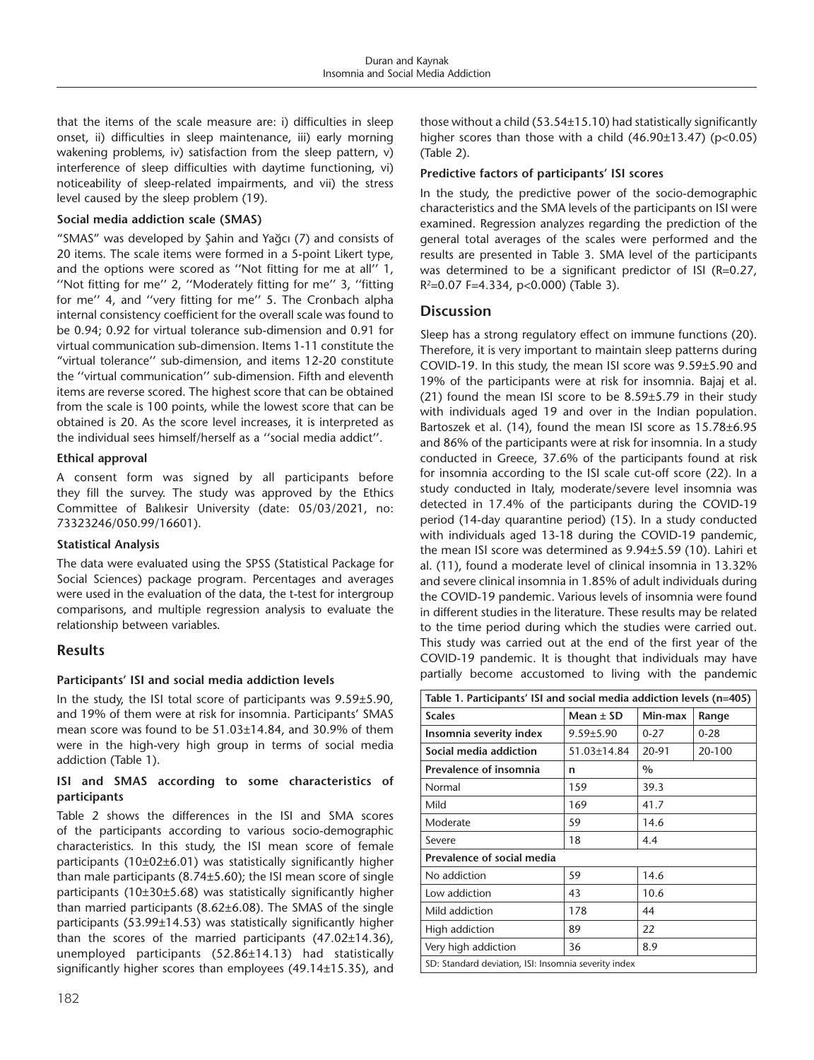that the items of the scale measure are: i) difficulties in sleep onset, ii) difficulties in sleep maintenance, iii) early morning wakening problems, iv) satisfaction from the sleep pattern, v) interference of sleep difficulties with daytime functioning, vi) noticeability of sleep-related impairments, and vii) the stress level caused by the sleep problem (19).

#### Social media addiction scale (SMAS)

"SMAS" was developed by Şahin and Yağcı (7) and consists of 20 items. The scale items were formed in a 5-point Likert type, and the options were scored as ''Not fitting for me at all'' 1, ''Not fitting for me'' 2, ''Moderately fitting for me'' 3, ''fitting for me'' 4, and ''very fitting for me'' 5. The Cronbach alpha internal consistency coefficient for the overall scale was found to be 0.94; 0.92 for virtual tolerance sub-dimension and 0.91 for virtual communication sub-dimension. Items 1-11 constitute the "virtual tolerance'' sub-dimension, and items 12-20 constitute the ''virtual communication'' sub-dimension. Fifth and eleventh items are reverse scored. The highest score that can be obtained from the scale is 100 points, while the lowest score that can be obtained is 20. As the score level increases, it is interpreted as the individual sees himself/herself as a ''social media addict''.

#### Ethical approval

A consent form was signed by all participants before they fill the survey. The study was approved by the Ethics Committee of Balıkesir University (date: 05/03/2021, no: 73323246/050.99/16601).

#### Statistical Analysis

The data were evaluated using the SPSS (Statistical Package for Social Sciences) package program. Percentages and averages were used in the evaluation of the data, the t-test for intergroup comparisons, and multiple regression analysis to evaluate the relationship between variables.

## Results

#### Participants' ISI and social media addiction levels

In the study, the ISI total score of participants was 9.59±5.90, and 19% of them were at risk for insomnia. Participants' SMAS mean score was found to be 51.03±14.84, and 30.9% of them were in the high-very high group in terms of social media addiction (Table 1).

#### ISI and SMAS according to some characteristics of participants

Table 2 shows the differences in the ISI and SMA scores of the participants according to various socio-demographic characteristics. In this study, the ISI mean score of female participants (10±02±6.01) was statistically significantly higher than male participants (8.74±5.60); the ISI mean score of single participants (10±30±5.68) was statistically significantly higher than married participants (8.62±6.08). The SMAS of the single participants (53.99±14.53) was statistically significantly higher than the scores of the married participants (47.02±14.36), unemployed participants (52.86±14.13) had statistically significantly higher scores than employees (49.14±15.35), and those without a child (53.54±15.10) had statistically significantly higher scores than those with a child (46.90±13.47) ($p<0.05$) (Table 2).

#### Predictive factors of participants' ISI scores

In the study, the predictive power of the socio-demographic characteristics and the SMA levels of the participants on ISI were examined. Regression analyzes regarding the prediction of the general total averages of the scales were performed and the results are presented in Table 3. SMA level of the participants was determined to be a significant predictor of ISI ($R=0.27$, $R^2=0.07$ $F=4.334$, $p<0.000$) (Table 3).

## Discussion

Sleep has a strong regulatory effect on immune functions (20). Therefore, it is very important to maintain sleep patterns during COVID-19. In this study, the mean ISI score was 9.59±5.90 and 19% of the participants were at risk for insomnia. Bajaj et al. (21) found the mean ISI score to be 8.59±5.79 in their study with individuals aged 19 and over in the Indian population. Bartoszek et al. (14), found the mean ISI score as 15.78±6.95 and 86% of the participants were at risk for insomnia. In a study conducted in Greece, 37.6% of the participants found at risk for insomnia according to the ISI scale cut-off score (22). In a study conducted in Italy, moderate/severe level insomnia was detected in 17.4% of the participants during the COVID-19 period (14-day quarantine period) (15). In a study conducted with individuals aged 13-18 during the COVID-19 pandemic, the mean ISI score was determined as 9.94±5.59 (10). Lahiri et al. (11), found a moderate level of clinical insomnia in 13.32% and severe clinical insomnia in 1.85% of adult individuals during the COVID-19 pandemic. Various levels of insomnia were found in different studies in the literature. These results may be related to the time period during which the studies were carried out. This study was carried out at the end of the first year of the COVID-19 pandemic. It is thought that individuals may have partially become accustomed to living with the pandemic

**Table 1. Participants' ISI and social media addiction levels (n=405)**

| Scales | Mean ± SD | Min-max | Range |
|---|---|---|---|
| **Insomnia severity index** | 9.59±5.90 | 0-27 | 0-28 |
| **Social media addiction** | 51.03±14.84 | 20-91 | 20-100 |
| **Prevalence of insomnia** | **n** | **%** | |
| Normal | 159 | 39.3 | |
| Mild | 169 | 41.7 | |
| Moderate | 59 | 14.6 | |
| Severe | 18 | 4.4 | |
| **Prevalence of social media** | | | |
| No addiction | 59 | 14.6 | |
| Low addiction | 43 | 10.6 | |
| Mild addiction | 178 | 44 | |
| High addiction | 89 | 22 | |
| Very high addiction | 36 | 8.9 | |

SD: Standard deviation, ISI: Insomnia severity index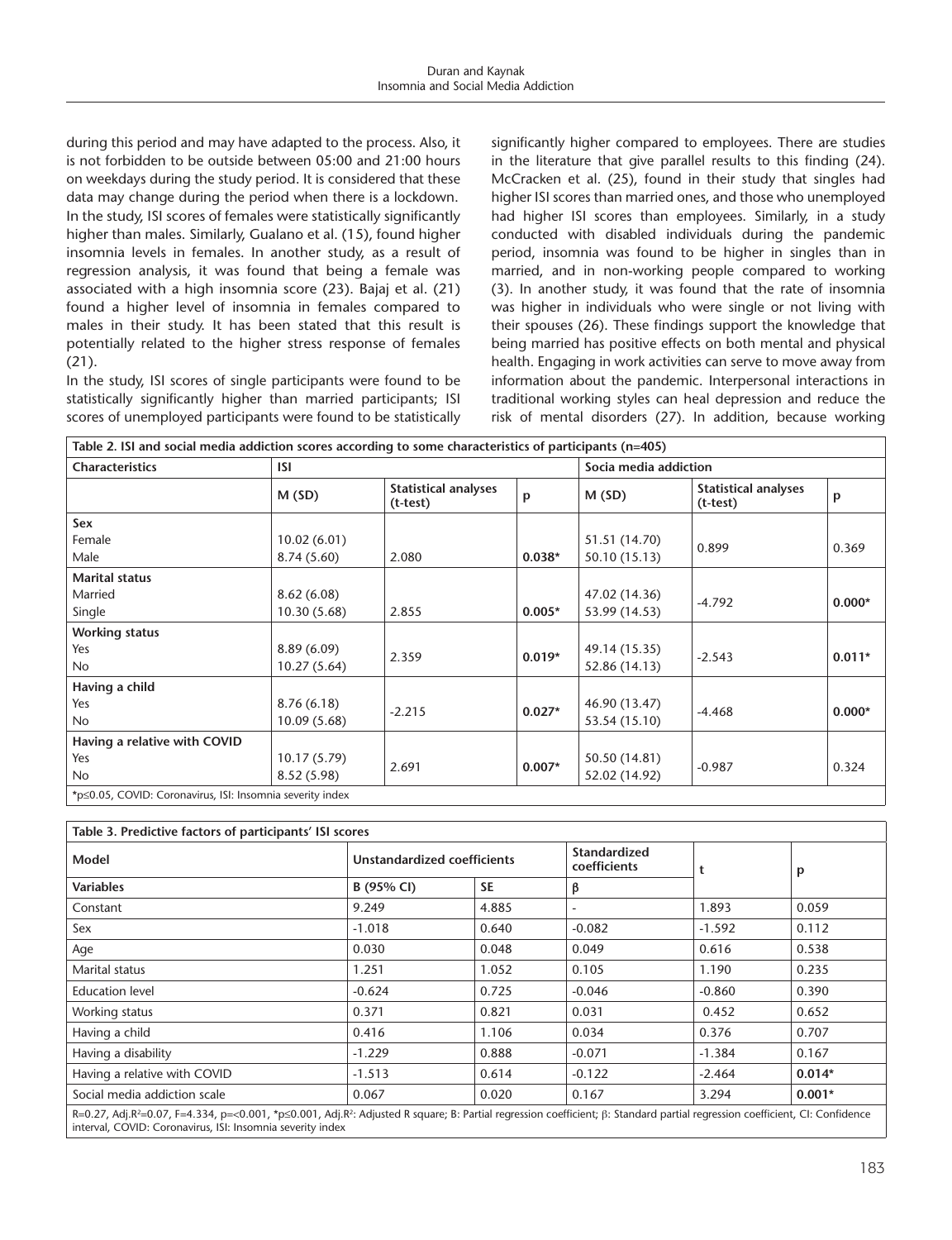during this period and may have adapted to the process. Also, it is not forbidden to be outside between 05:00 and 21:00 hours on weekdays during the study period. It is considered that these data may change during the period when there is a lockdown. In the study, ISI scores of females were statistically significantly higher than males. Similarly, Gualano et al. (15), found higher insomnia levels in females. In another study, as a result of regression analysis, it was found that being a female was associated with a high insomnia score (23). Bajaj et al. (21) found a higher level of insomnia in females compared to males in their study. It has been stated that this result is potentially related to the higher stress response of females (21).

In the study, ISI scores of single participants were found to be statistically significantly higher than married participants; ISI scores of unemployed participants were found to be statistically significantly higher compared to employees. There are studies in the literature that give parallel results to this finding (24). McCracken et al. (25), found in their study that singles had higher ISI scores than married ones, and those who unemployed had higher ISI scores than employees. Similarly, in a study conducted with disabled individuals during the pandemic period, insomnia was found to be higher in singles than in married, and in non-working people compared to working (3). In another study, it was found that the rate of insomnia was higher in individuals who were single or not living with their spouses (26). These findings support the knowledge that being married has positive effects on both mental and physical health. Engaging in work activities can serve to move away from information about the pandemic. Interpersonal interactions in traditional working styles can heal depression and reduce the risk of mental disorders (27). In addition, because working

**Table 2. ISI and social media addiction scores according to some characteristics of participants (n=405)**

| Characteristics | ISI | | | Socia media addiction | | |
|---|---|---|---|---|---|---|
| | M (SD) | Statistical analyses (t-test) | p | M (SD) | Statistical analyses (t-test) | p |
| **Sex** | | | | | | |
| Female | 10.02 (6.01) | | | 51.51 (14.70) | 0.899 | 0.369 |
| Male | 8.74 (5.60) | 2.080 | **0.038*** | 50.10 (15.13) | | |
| **Marital status** | | | | | | |
| Married | 8.62 (6.08) | | | 47.02 (14.36) | -4.792 | **0.000*** |
| Single | 10.30 (5.68) | 2.855 | **0.005*** | 53.99 (14.53) | | |
| **Working status** | | | | | | |
| Yes | 8.89 (6.09) | 2.359 | **0.019*** | 49.14 (15.35) | -2.543 | **0.011*** |
| No | 10.27 (5.64) | | | 52.86 (14.13) | | |
| **Having a child** | | | | | | |
| Yes | 8.76 (6.18) | -2.215 | **0.027*** | 46.90 (13.47) | -4.468 | **0.000*** |
| No | 10.09 (5.68) | | | 53.54 (15.10) | | |
| **Having a relative with COVID** | | | | | | |
| Yes | 10.17 (5.79) | 2.691 | **0.007*** | 50.50 (14.81) | -0.987 | 0.324 |
| No | 8.52 (5.98) | | | 52.02 (14.92) | | |

*p≤0.05, COVID: Coronavirus, ISI: Insomnia severity index

**Table 3. Predictive factors of participants' ISI scores**

| Model | Unstandardized coefficients | | Standardized coefficients | t | p |
|---|---|---|---|---|---|
| **Variables** | **B (95% CI)** | **SE** | **β** | | |
| Constant | 9.249 | 4.885 | - | 1.893 | 0.059 |
| Sex | -1.018 | 0.640 | -0.082 | -1.592 | 0.112 |
| Age | 0.030 | 0.048 | 0.049 | 0.616 | 0.538 |
| Marital status | 1.251 | 1.052 | 0.105 | 1.190 | 0.235 |
| Education level | -0.624 | 0.725 | -0.046 | -0.860 | 0.390 |
| Working status | 0.371 | 0.821 | 0.031 | 0.452 | 0.652 |
| Having a child | 0.416 | 1.106 | 0.034 | 0.376 | 0.707 |
| Having a disability | -1.229 | 0.888 | -0.071 | -1.384 | 0.167 |
| Having a relative with COVID | -1.513 | 0.614 | -0.122 | -2.464 | **0.014*** |
| Social media addiction scale | 0.067 | 0.020 | 0.167 | 3.294 | **0.001*** |

R=0.27, Adj.$R^2$=0.07, F=4.334, p=<0.001, *p≤0.001, Adj.$R^2$: Adjusted R square; B: Partial regression coefficient; β: Standard partial regression coefficient, CI: Confidence interval, COVID: Coronavirus, ISI: Insomnia severity index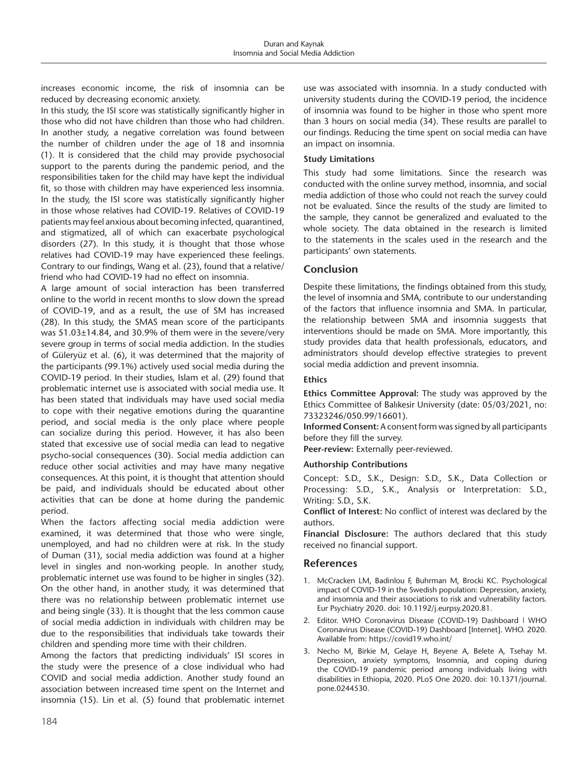increases economic income, the risk of insomnia can be reduced by decreasing economic anxiety.

In this study, the ISI score was statistically significantly higher in those who did not have children than those who had children. In another study, a negative correlation was found between the number of children under the age of 18 and insomnia (1). It is considered that the child may provide psychosocial support to the parents during the pandemic period, and the responsibilities taken for the child may have kept the individual fit, so those with children may have experienced less insomnia.

In the study, the ISI score was statistically significantly higher in those whose relatives had COVID-19. Relatives of COVID-19 patients may feel anxious about becoming infected, quarantined, and stigmatized, all of which can exacerbate psychological disorders (27). In this study, it is thought that those whose relatives had COVID-19 may have experienced these feelings. Contrary to our findings, Wang et al. (23), found that a relative/friend who had COVID-19 had no effect on insomnia.

A large amount of social interaction has been transferred online to the world in recent months to slow down the spread of COVID-19, and as a result, the use of SM has increased (28). In this study, the SMAS mean score of the participants was 51.03±14.84, and 30.9% of them were in the severe/very severe group in terms of social media addiction. In the studies of Güleryüz et al. (6), it was determined that the majority of the participants (99.1%) actively used social media during the COVID-19 period. In their studies, Islam et al. (29) found that problematic internet use is associated with social media use. It has been stated that individuals may have used social media to cope with their negative emotions during the quarantine period, and social media is the only place where people can socialize during this period. However, it has also been stated that excessive use of social media can lead to negative psycho-social consequences (30). Social media addiction can reduce other social activities and may have many negative consequences. At this point, it is thought that attention should be paid, and individuals should be educated about other activities that can be done at home during the pandemic period.

When the factors affecting social media addiction were examined, it was determined that those who were single, unemployed, and had no children were at risk. In the study of Duman (31), social media addiction was found at a higher level in singles and non-working people. In another study, problematic internet use was found to be higher in singles (32). On the other hand, in another study, it was determined that there was no relationship between problematic internet use and being single (33). It is thought that the less common cause of social media addiction in individuals with children may be due to the responsibilities that individuals take towards their children and spending more time with their children.

Among the factors that predicting individuals' ISI scores in the study were the presence of a close individual who had COVID and social media addiction. Another study found an association between increased time spent on the Internet and insomnia (15). Lin et al. (5) found that problematic internet use was associated with insomnia. In a study conducted with university students during the COVID-19 period, the incidence of insomnia was found to be higher in those who spent more than 3 hours on social media (34). These results are parallel to our findings. Reducing the time spent on social media can have an impact on insomnia.

### Study Limitations

This study had some limitations. Since the research was conducted with the online survey method, insomnia, and social media addiction of those who could not reach the survey could not be evaluated. Since the results of the study are limited to the sample, they cannot be generalized and evaluated to the whole society. The data obtained in the research is limited to the statements in the scales used in the research and the participants' own statements.

## Conclusion

Despite these limitations, the findings obtained from this study, the level of insomnia and SMA, contribute to our understanding of the factors that influence insomnia and SMA. In particular, the relationship between SMA and insomnia suggests that interventions should be made on SMA. More importantly, this study provides data that health professionals, educators, and administrators should develop effective strategies to prevent social media addiction and prevent insomnia.

### Ethics

**Ethics Committee Approval:** The study was approved by the Ethics Committee of Balıkesir University (date: 05/03/2021, no: 73323246/050.99/16601).

**Informed Consent:** A consent form was signed by all participants before they fill the survey.

**Peer-review:** Externally peer-reviewed.

### Authorship Contributions

Concept: S.D., S.K., Design: S.D., S.K., Data Collection or Processing: S.D., S.K., Analysis or Interpretation: S.D., Writing: S.D., S.K.

**Conflict of Interest:** No conflict of interest was declared by the authors.

**Financial Disclosure:** The authors declared that this study received no financial support.

## References

1. McCracken LM, Badinlou F, Buhrman M, Brocki KC. Psychological impact of COVID-19 in the Swedish population: Depression, anxiety, and insomnia and their associations to risk and vulnerability factors. Eur Psychiatry 2020. doi: 10.1192/j.eurpsy.2020.81.
2. Editor. WHO Coronavirus Disease (COVID-19) Dashboard | WHO Coronavirus Disease (COVID-19) Dashboard [Internet]. WHO. 2020. Available from: https://covid19.who.int/
3. Necho M, Birkie M, Gelaye H, Beyene A, Belete A, Tsehay M. Depression, anxiety symptoms, Insomnia, and coping during the COVID-19 pandemic period among individuals living with disabilities in Ethiopia, 2020. PLoS One 2020. doi: 10.1371/journal.pone.0244530.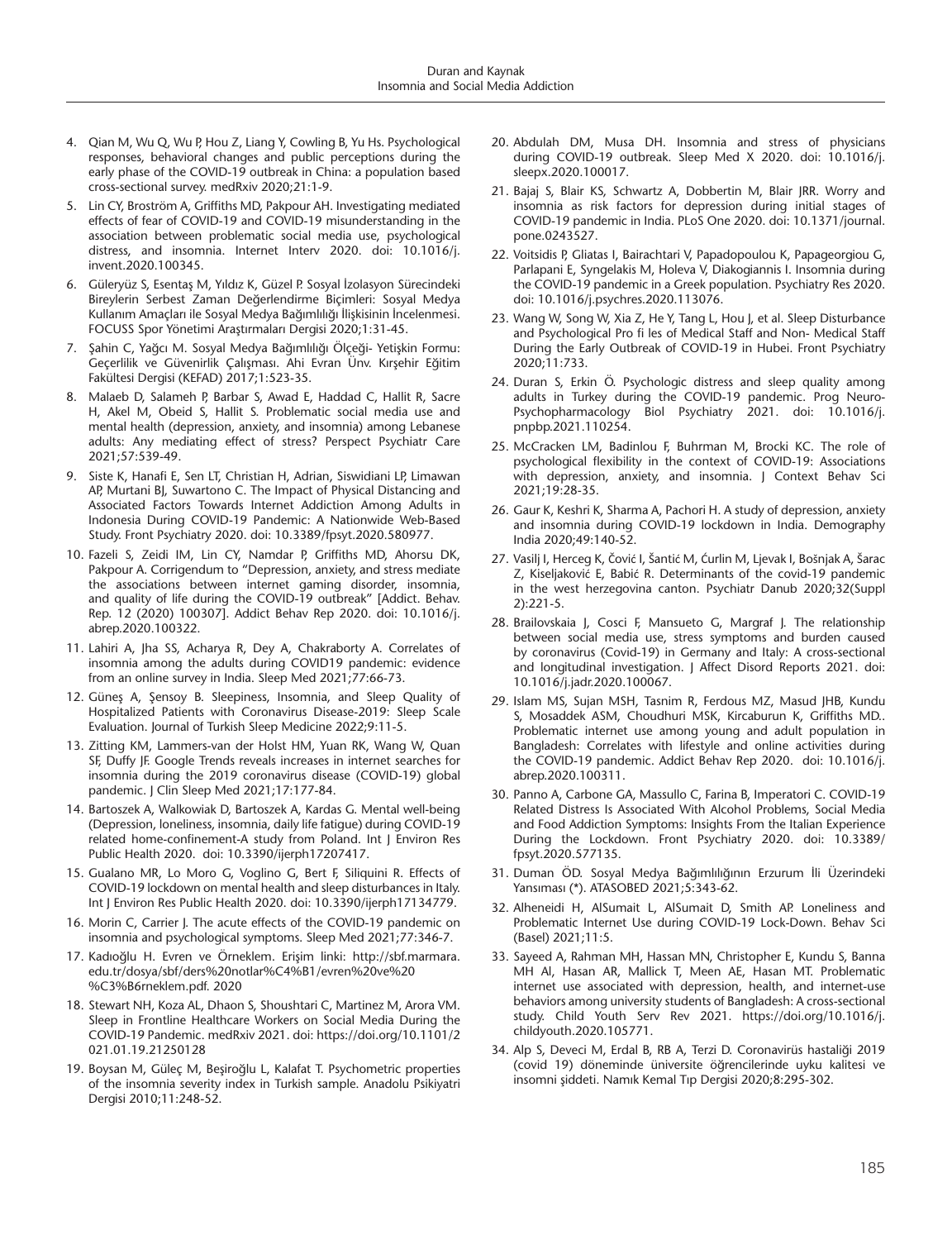4. Qian M, Wu Q, Wu P, Hou Z, Liang Y, Cowling B, Yu Hs. Psychological responses, behavioral changes and public perceptions during the early phase of the COVID-19 outbreak in China: a population based cross-sectional survey. medRxiv 2020;21:1-9.
5. Lin CY, Broström A, Griffiths MD, Pakpour AH. Investigating mediated effects of fear of COVID-19 and COVID-19 misunderstanding in the association between problematic social media use, psychological distress, and insomnia. Internet Interv 2020. doi: 10.1016/j.invent.2020.100345.
6. Güleryüz S, Esentaş M, Yıldız K, Güzel P. Sosyal İzolasyon Sürecindeki Bireylerin Serbest Zaman Değerlendirme Biçimleri: Sosyal Medya Kullanım Amaçları ile Sosyal Medya Bağımlılığı İlişkisinin İncelenmesi. FOCUSS Spor Yönetimi Araştırmaları Dergisi 2020;1:31-45.
7. Şahin C, Yağcı M. Sosyal Medya Bağımlılığı Ölçeği- Yetişkin Formu: Geçerlilik ve Güvenirlik Çalışması. Ahi Evran Ünv. Kırşehir Eğitim Fakültesi Dergisi (KEFAD) 2017;1:523-35.
8. Malaeb D, Salameh P, Barbar S, Awad E, Haddad C, Hallit R, Sacre H, Akel M, Obeid S, Hallit S. Problematic social media use and mental health (depression, anxiety, and insomnia) among Lebanese adults: Any mediating effect of stress? Perspect Psychiatr Care 2021;57:539-49.
9. Siste K, Hanafi E, Sen LT, Christian H, Adrian, Siswidiani LP, Limawan AP, Murtani BJ, Suwartono C. The Impact of Physical Distancing and Associated Factors Towards Internet Addiction Among Adults in Indonesia During COVID-19 Pandemic: A Nationwide Web-Based Study. Front Psychiatry 2020. doi: 10.3389/fpsyt.2020.580977.
10. Fazeli S, Zeidi IM, Lin CY, Namdar P, Griffiths MD, Ahorsu DK, Pakpour A. Corrigendum to "Depression, anxiety, and stress mediate the associations between internet gaming disorder, insomnia, and quality of life during the COVID-19 outbreak" [Addict. Behav. Rep. 12 (2020) 100307]. Addict Behav Rep 2020. doi: 10.1016/j.abrep.2020.100322.
11. Lahiri A, Jha SS, Acharya R, Dey A, Chakraborty A. Correlates of insomnia among the adults during COVID19 pandemic: evidence from an online survey in India. Sleep Med 2021;77:66-73.
12. Güneş A, Şensoy B. Sleepiness, Insomnia, and Sleep Quality of Hospitalized Patients with Coronavirus Disease-2019: Sleep Scale Evaluation. Journal of Turkish Sleep Medicine 2022;9:11-5.
13. Zitting KM, Lammers-van der Holst HM, Yuan RK, Wang W, Quan SF, Duffy JF. Google Trends reveals increases in internet searches for insomnia during the 2019 coronavirus disease (COVID-19) global pandemic. J Clin Sleep Med 2021;17:177-84.
14. Bartoszek A, Walkowiak D, Bartoszek A, Kardas G. Mental well-being (Depression, loneliness, insomnia, daily life fatigue) during COVID-19 related home-confinement-A study from Poland. Int J Environ Res Public Health 2020. doi: 10.3390/ijerph17207417.
15. Gualano MR, Lo Moro G, Voglino G, Bert F, Siliquini R. Effects of COVID-19 lockdown on mental health and sleep disturbances in Italy. Int J Environ Res Public Health 2020. doi: 10.3390/ijerph17134779.
16. Morin C, Carrier J. The acute effects of the COVID-19 pandemic on insomnia and psychological symptoms. Sleep Med 2021;77:346-7.
17. Kadıoğlu H. Evren ve Örneklem. Erişim linki: http://sbf.marmara.edu.tr/dosya/sbf/ders%20notlar%C4%B1/evren%20ve%20%C3%B6rneklem.pdf. 2020
18. Stewart NH, Koza AL, Dhaon S, Shoushtari C, Martinez M, Arora VM. Sleep in Frontline Healthcare Workers on Social Media During the COVID-19 Pandemic. medRxiv 2021. doi: https://doi.org/10.1101/2021.01.19.21250128
19. Boysan M, Güleç M, Beşiroğlu L, Kalafat T. Psychometric properties of the insomnia severity index in Turkish sample. Anadolu Psikiyatri Dergisi 2010;11:248-52.
20. Abdulah DM, Musa DH. Insomnia and stress of physicians during COVID-19 outbreak. Sleep Med X 2020. doi: 10.1016/j.sleepx.2020.100017.
21. Bajaj S, Blair KS, Schwartz A, Dobbertin M, Blair JRR. Worry and insomnia as risk factors for depression during initial stages of COVID-19 pandemic in India. PLoS One 2020. doi: 10.1371/journal.pone.0243527.
22. Voitsidis P, Gliatas I, Bairachtari V, Papadopoulou K, Papageorgiou G, Parlapani E, Syngelakis M, Holeva V, Diakogiannis I. Insomnia during the COVID-19 pandemic in a Greek population. Psychiatry Res 2020. doi: 10.1016/j.psychres.2020.113076.
23. Wang W, Song W, Xia Z, He Y, Tang L, Hou J, et al. Sleep Disturbance and Psychological Pro fi les of Medical Staff and Non- Medical Staff During the Early Outbreak of COVID-19 in Hubei. Front Psychiatry 2020;11:733.
24. Duran S, Erkin Ö. Psychologic distress and sleep quality among adults in Turkey during the COVID-19 pandemic. Prog Neuro-Psychopharmacology Biol Psychiatry 2021. doi: 10.1016/j.pnpbp.2021.110254.
25. McCracken LM, Badinlou F, Buhrman M, Brocki KC. The role of psychological flexibility in the context of COVID-19: Associations with depression, anxiety, and insomnia. J Context Behav Sci 2021;19:28-35.
26. Gaur K, Keshri K, Sharma A, Pachori H. A study of depression, anxiety and insomnia during COVID-19 lockdown in India. Demography India 2020;49:140-52.
27. Vasilj I, Herceg K, Čović I, Šantić M, Ćurlin M, Ljevak I, Bošnjak A, Šarac Z, Kiseljaković E, Babić R. Determinants of the covid-19 pandemic in the west herzegovina canton. Psychiatr Danub 2020;32(Suppl 2):221-5.
28. Brailovskaia J, Cosci F, Mansueto G, Margraf J. The relationship between social media use, stress symptoms and burden caused by coronavirus (Covid-19) in Germany and Italy: A cross-sectional and longitudinal investigation. J Affect Disord Reports 2021. doi: 10.1016/j.jadr.2020.100067.
29. Islam MS, Sujan MSH, Tasnim R, Ferdous MZ, Masud JHB, Kundu S, Mosaddek ASM, Choudhuri MSK, Kircaburun K, Griffiths MD.. Problematic internet use among young and adult population in Bangladesh: Correlates with lifestyle and online activities during the COVID-19 pandemic. Addict Behav Rep 2020. doi: 10.1016/j.abrep.2020.100311.
30. Panno A, Carbone GA, Massullo C, Farina B, Imperatori C. COVID-19 Related Distress Is Associated With Alcohol Problems, Social Media and Food Addiction Symptoms: Insights From the Italian Experience During the Lockdown. Front Psychiatry 2020. doi: 10.3389/fpsyt.2020.577135.
31. Duman ÖD. Sosyal Medya Bağımlılığının Erzurum İli Üzerindeki Yansıması (*). ATASOBED 2021;5:343-62.
32. Alheneidi H, AlSumait L, AlSumait D, Smith AP. Loneliness and Problematic Internet Use during COVID-19 Lock-Down. Behav Sci (Basel) 2021;11:5.
33. Sayeed A, Rahman MH, Hassan MN, Christopher E, Kundu S, Banna MH Al, Hasan AR, Mallick T, Meen AE, Hasan MT. Problematic internet use associated with depression, health, and internet-use behaviors among university students of Bangladesh: A cross-sectional study. Child Youth Serv Rev 2021. https://doi.org/10.1016/j.childyouth.2020.105771.
34. Alp S, Deveci M, Erdal B, RB A, Terzi D. Coronavirüs hastaliği 2019 (covid 19) döneminde üniversite öğrencilerinde uyku kalitesi ve insomni şiddeti. Namık Kemal Tıp Dergisi 2020;8:295-302.